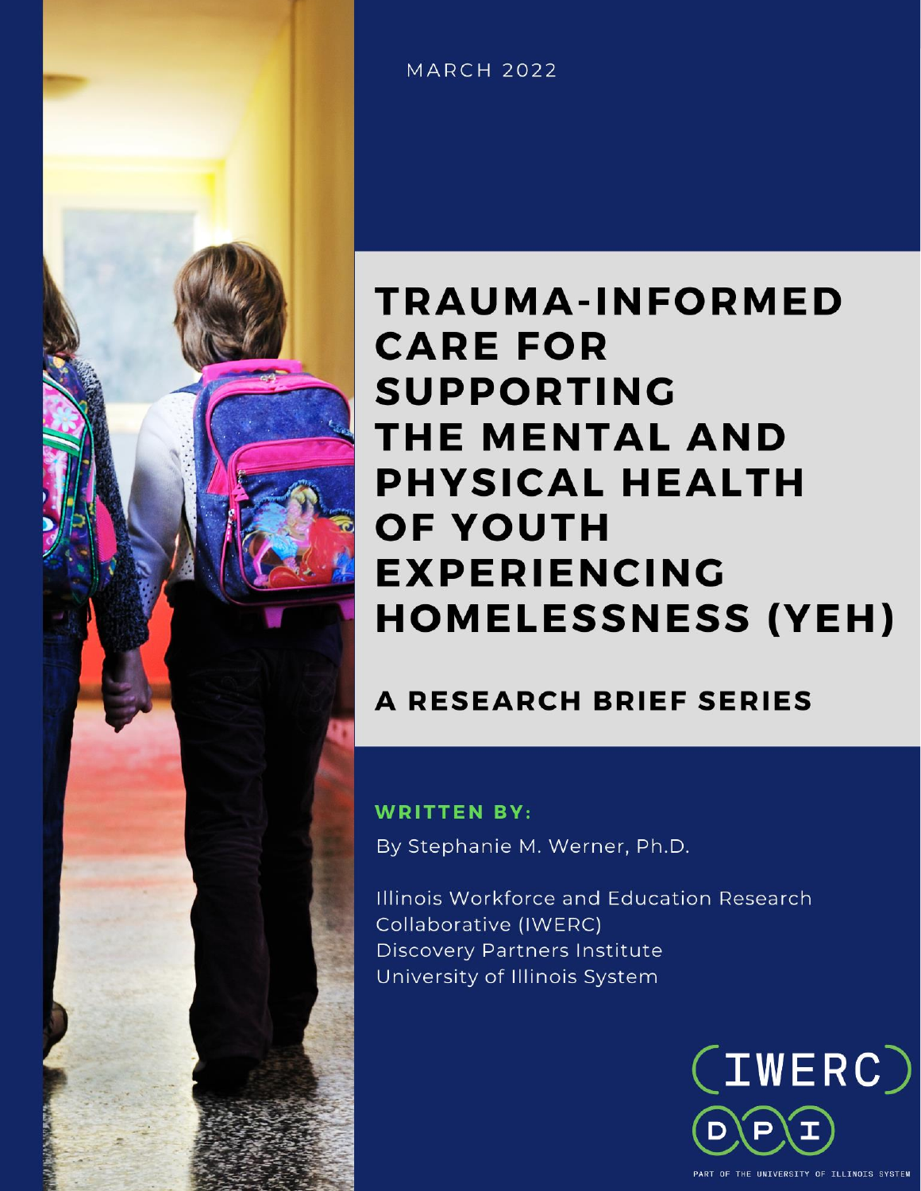MARCH 2022

# TRAUMA-INFORMED CARE FOR SUPPORTING THE MENTAL AND PHYSICAL HEALTH OF YOUTH EXPERIENCING HOMELESSNESS (YEH)

## A RESEARCH BRIEF SERIES

**WRITTEN BY:**

By Stephanie M. Werner, Ph.D.

Illinois Workforce and Education Research Collaborative (IWERC)
Discovery Partners Institute
University of Illinois System

IWERC
DPI
PART OF THE UNIVERSITY OF ILLINOIS SYSTEM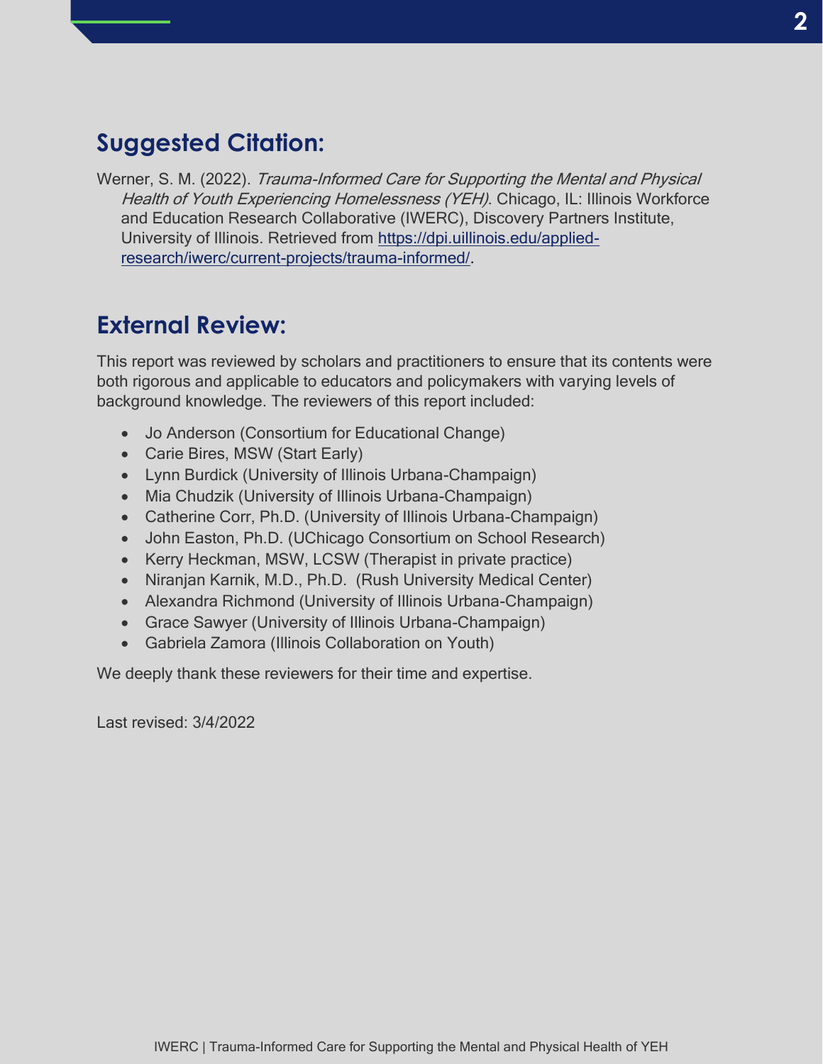## Suggested Citation:

Werner, S. M. (2022). *Trauma-Informed Care for Supporting the Mental and Physical Health of Youth Experiencing Homelessness (YEH)*. Chicago, IL: Illinois Workforce and Education Research Collaborative (IWERC), Discovery Partners Institute, University of Illinois. Retrieved from [https://dpi.uillinois.edu/applied-research/iwerc/current-projects/trauma-informed/](https://dpi.uillinois.edu/applied-research/iwerc/current-projects/trauma-informed/).

## External Review:

This report was reviewed by scholars and practitioners to ensure that its contents were both rigorous and applicable to educators and policymakers with varying levels of background knowledge. The reviewers of this report included:

- Jo Anderson (Consortium for Educational Change)
- Carie Bires, MSW (Start Early)
- Lynn Burdick (University of Illinois Urbana-Champaign)
- Mia Chudzik (University of Illinois Urbana-Champaign)
- Catherine Corr, Ph.D. (University of Illinois Urbana-Champaign)
- John Easton, Ph.D. (UChicago Consortium on School Research)
- Kerry Heckman, MSW, LCSW (Therapist in private practice)
- Niranjan Karnik, M.D., Ph.D. (Rush University Medical Center)
- Alexandra Richmond (University of Illinois Urbana-Champaign)
- Grace Sawyer (University of Illinois Urbana-Champaign)
- Gabriela Zamora (Illinois Collaboration on Youth)

We deeply thank these reviewers for their time and expertise.

Last revised: 3/4/2022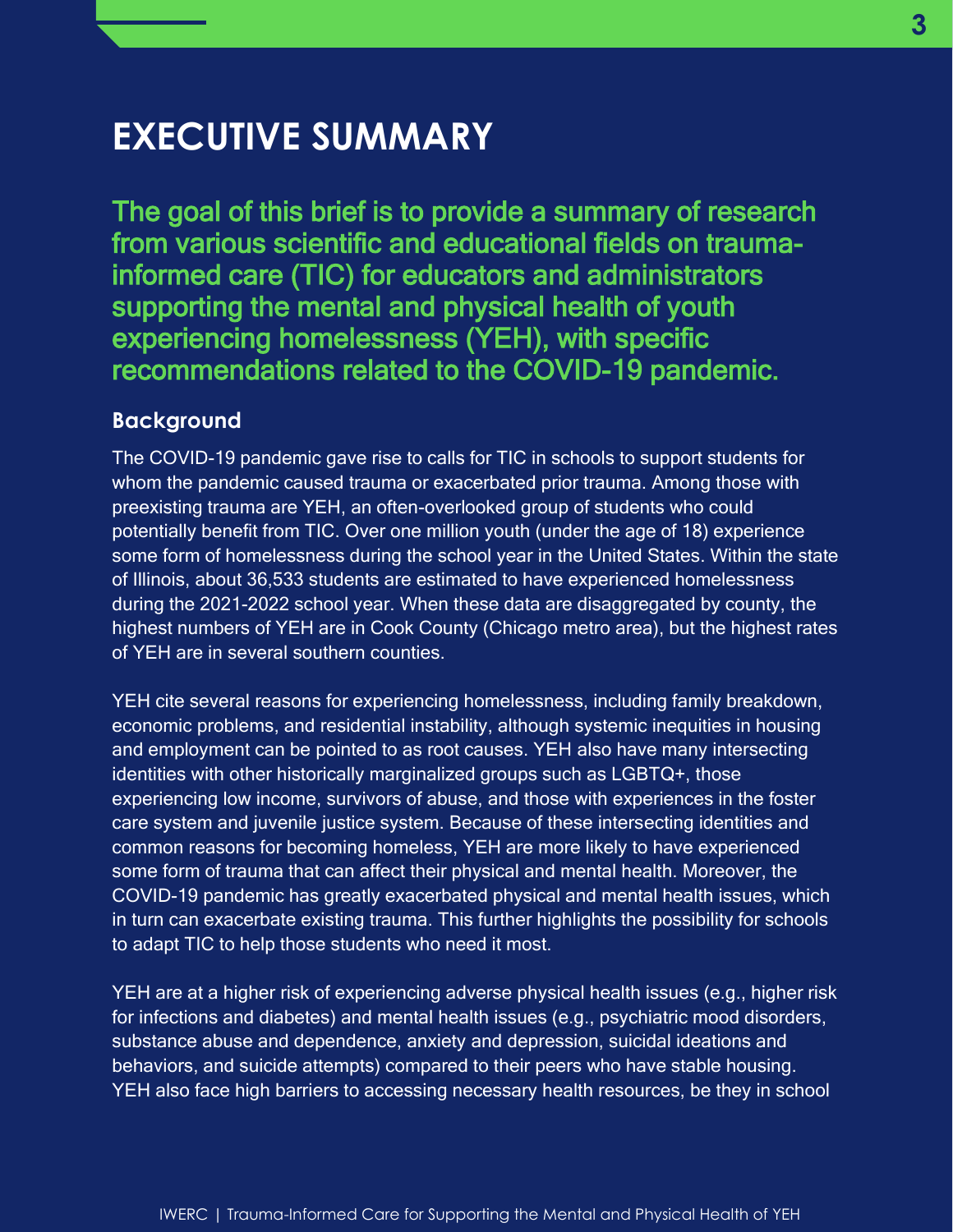# EXECUTIVE SUMMARY

**The goal of this brief is to provide a summary of research from various scientific and educational fields on trauma-informed care (TIC) for educators and administrators supporting the mental and physical health of youth experiencing homelessness (YEH), with specific recommendations related to the COVID-19 pandemic.**

## Background

The COVID-19 pandemic gave rise to calls for TIC in schools to support students for whom the pandemic caused trauma or exacerbated prior trauma. Among those with preexisting trauma are YEH, an often-overlooked group of students who could potentially benefit from TIC. Over one million youth (under the age of 18) experience some form of homelessness during the school year in the United States. Within the state of Illinois, about 36,533 students are estimated to have experienced homelessness during the 2021-2022 school year. When these data are disaggregated by county, the highest numbers of YEH are in Cook County (Chicago metro area), but the highest rates of YEH are in several southern counties.

YEH cite several reasons for experiencing homelessness, including family breakdown, economic problems, and residential instability, although systemic inequities in housing and employment can be pointed to as root causes. YEH also have many intersecting identities with other historically marginalized groups such as LGBTQ+, those experiencing low income, survivors of abuse, and those with experiences in the foster care system and juvenile justice system. Because of these intersecting identities and common reasons for becoming homeless, YEH are more likely to have experienced some form of trauma that can affect their physical and mental health. Moreover, the COVID-19 pandemic has greatly exacerbated physical and mental health issues, which in turn can exacerbate existing trauma. This further highlights the possibility for schools to adapt TIC to help those students who need it most.

YEH are at a higher risk of experiencing adverse physical health issues (e.g., higher risk for infections and diabetes) and mental health issues (e.g., psychiatric mood disorders, substance abuse and dependence, anxiety and depression, suicidal ideations and behaviors, and suicide attempts) compared to their peers who have stable housing. YEH also face high barriers to accessing necessary health resources, be they in school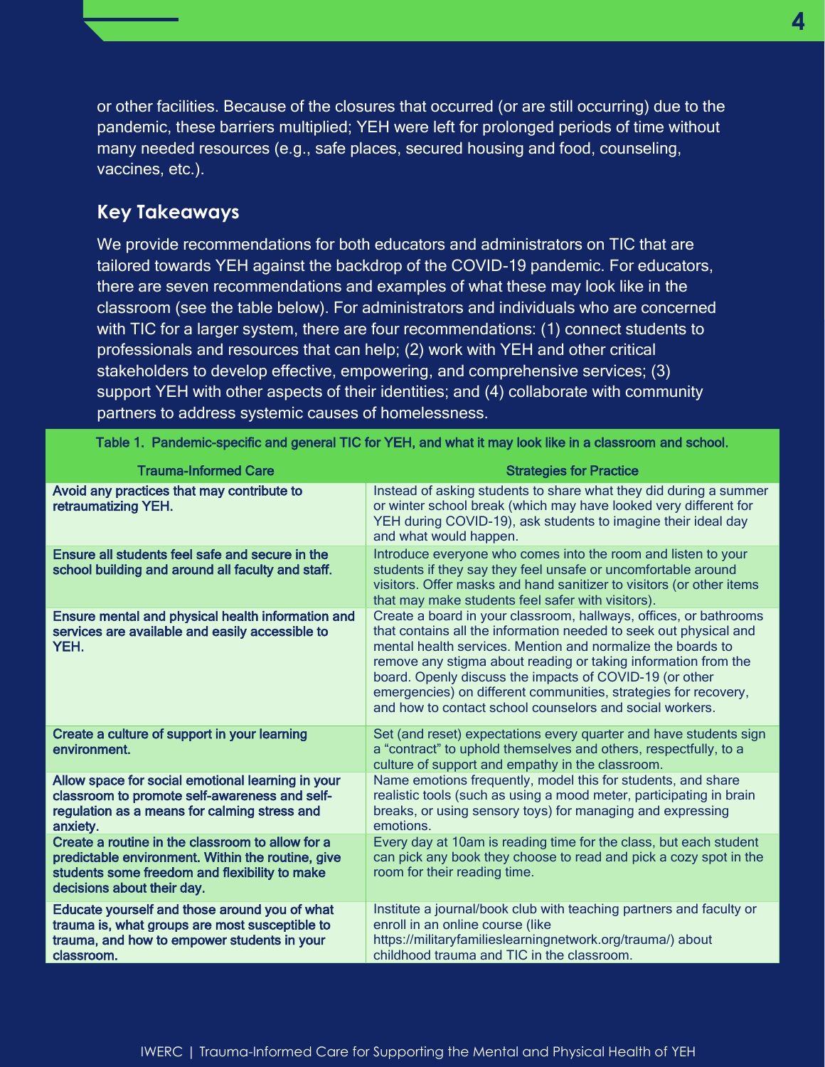or other facilities. Because of the closures that occurred (or are still occurring) due to the pandemic, these barriers multiplied; YEH were left for prolonged periods of time without many needed resources (e.g., safe places, secured housing and food, counseling, vaccines, etc.).

## Key Takeaways

We provide recommendations for both educators and administrators on TIC that are tailored towards YEH against the backdrop of the COVID-19 pandemic. For educators, there are seven recommendations and examples of what these may look like in the classroom (see the table below). For administrators and individuals who are concerned with TIC for a larger system, there are four recommendations: (1) connect students to professionals and resources that can help; (2) work with YEH and other critical stakeholders to develop effective, empowering, and comprehensive services; (3) support YEH with other aspects of their identities; and (4) collaborate with community partners to address systemic causes of homelessness.

Table 1. Pandemic-specific and general TIC for YEH, and what it may look like in a classroom and school.

| Trauma-Informed Care | Strategies for Practice |
| --- | --- |
| **Avoid any practices that may contribute to retraumatizing YEH.** | Instead of asking students to share what they did during a summer or winter school break (which may have looked very different for YEH during COVID-19), ask students to imagine their ideal day and what would happen. |
| **Ensure all students feel safe and secure in the school building and around all faculty and staff.** | Introduce everyone who comes into the room and listen to your students if they say they feel unsafe or uncomfortable around visitors. Offer masks and hand sanitizer to visitors (or other items that may make students feel safer with visitors). |
| **Ensure mental and physical health information and services are available and easily accessible to YEH.** | Create a board in your classroom, hallways, offices, or bathrooms that contains all the information needed to seek out physical and mental health services. Mention and normalize the boards to remove any stigma about reading or taking information from the board. Openly discuss the impacts of COVID-19 (or other emergencies) on different communities, strategies for recovery, and how to contact school counselors and social workers. |
| **Create a culture of support in your learning environment.** | Set (and reset) expectations every quarter and have students sign a "contract" to uphold themselves and others, respectfully, to a culture of support and empathy in the classroom. |
| **Allow space for social emotional learning in your classroom to promote self-awareness and self-regulation as a means for calming stress and anxiety.** | Name emotions frequently, model this for students, and share realistic tools (such as using a mood meter, participating in brain breaks, or using sensory toys) for managing and expressing emotions. |
| **Create a routine in the classroom to allow for a predictable environment. Within the routine, give students some freedom and flexibility to make decisions about their day.** | Every day at 10am is reading time for the class, but each student can pick any book they choose to read and pick a cozy spot in the room for their reading time. |
| **Educate yourself and those around you of what trauma is, what groups are most susceptible to trauma, and how to empower students in your classroom.** | Institute a journal/book club with teaching partners and faculty or enroll in an online course (like https://militaryfamilieslearningnetwork.org/trauma/) about childhood trauma and TIC in the classroom. |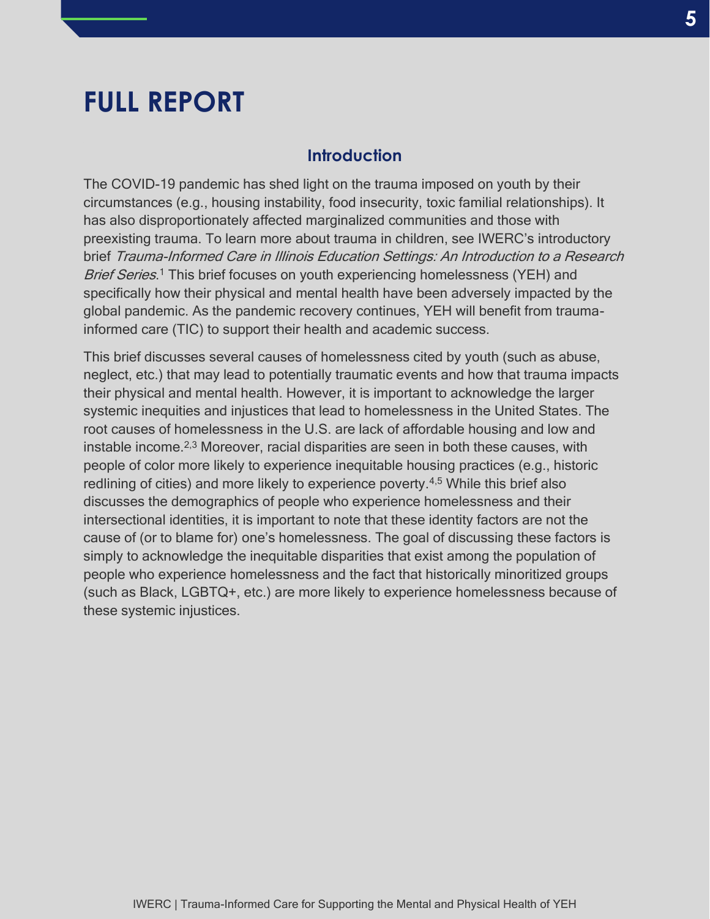# FULL REPORT

## Introduction

The COVID-19 pandemic has shed light on the trauma imposed on youth by their circumstances (e.g., housing instability, food insecurity, toxic familial relationships). It has also disproportionately affected marginalized communities and those with preexisting trauma. To learn more about trauma in children, see IWERC's introductory brief *Trauma-Informed Care in Illinois Education Settings: An Introduction to a Research Brief Series*.[1] This brief focuses on youth experiencing homelessness (YEH) and specifically how their physical and mental health have been adversely impacted by the global pandemic. As the pandemic recovery continues, YEH will benefit from trauma-informed care (TIC) to support their health and academic success.

This brief discusses several causes of homelessness cited by youth (such as abuse, neglect, etc.) that may lead to potentially traumatic events and how that trauma impacts their physical and mental health. However, it is important to acknowledge the larger systemic inequities and injustices that lead to homelessness in the United States. The root causes of homelessness in the U.S. are lack of affordable housing and low and instable income.[2,3] Moreover, racial disparities are seen in both these causes, with people of color more likely to experience inequitable housing practices (e.g., historic redlining of cities) and more likely to experience poverty.[4,5] While this brief also discusses the demographics of people who experience homelessness and their intersectional identities, it is important to note that these identity factors are not the cause of (or to blame for) one's homelessness. The goal of discussing these factors is simply to acknowledge the inequitable disparities that exist among the population of people who experience homelessness and the fact that historically minoritized groups (such as Black, LGBTQ+, etc.) are more likely to experience homelessness because of these systemic injustices.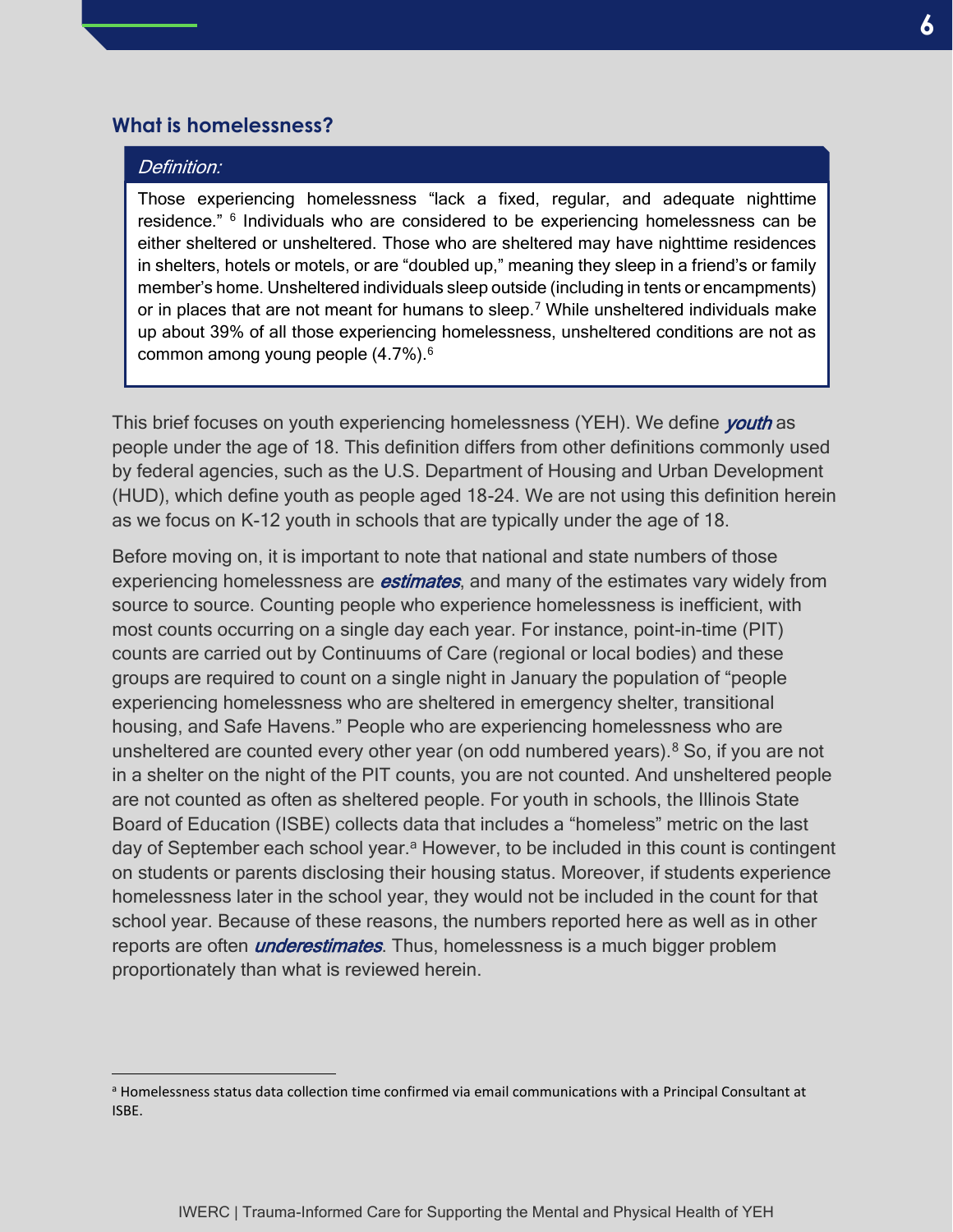## What is homelessness?

*Definition:*

Those experiencing homelessness "lack a fixed, regular, and adequate nighttime residence."[6] Individuals who are considered to be experiencing homelessness can be either sheltered or unsheltered. Those who are sheltered may have nighttime residences in shelters, hotels or motels, or are "doubled up," meaning they sleep in a friend's or family member's home. Unsheltered individuals sleep outside (including in tents or encampments) or in places that are not meant for humans to sleep.[7] While unsheltered individuals make up about 39% of all those experiencing homelessness, unsheltered conditions are not as common among young people (4.7%).[6]

This brief focuses on youth experiencing homelessness (YEH). We define ***youth*** as people under the age of 18. This definition differs from other definitions commonly used by federal agencies, such as the U.S. Department of Housing and Urban Development (HUD), which define youth as people aged 18-24. We are not using this definition herein as we focus on K-12 youth in schools that are typically under the age of 18.

Before moving on, it is important to note that national and state numbers of those experiencing homelessness are ***estimates***, and many of the estimates vary widely from source to source. Counting people who experience homelessness is inefficient, with most counts occurring on a single day each year. For instance, point-in-time (PIT) counts are carried out by Continuums of Care (regional or local bodies) and these groups are required to count on a single night in January the population of "people experiencing homelessness who are sheltered in emergency shelter, transitional housing, and Safe Havens." People who are experiencing homelessness who are unsheltered are counted every other year (on odd numbered years).[8] So, if you are not in a shelter on the night of the PIT counts, you are not counted. And unsheltered people are not counted as often as sheltered people. For youth in schools, the Illinois State Board of Education (ISBE) collects data that includes a "homeless" metric on the last day of September each school year.[a] However, to be included in this count is contingent on students or parents disclosing their housing status. Moreover, if students experience homelessness later in the school year, they would not be included in the count for that school year. Because of these reasons, the numbers reported here as well as in other reports are often ***underestimates***. Thus, homelessness is a much bigger problem proportionately than what is reviewed herein.

---

[a] Homelessness status data collection time confirmed via email communications with a Principal Consultant at ISBE.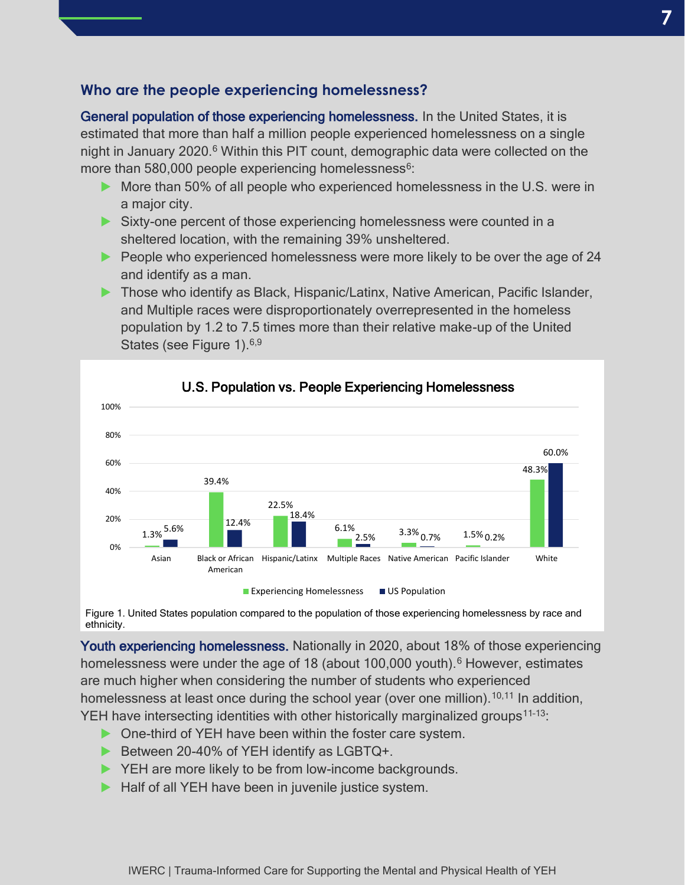## Who are the people experiencing homelessness?

**General population of those experiencing homelessness.** In the United States, it is estimated that more than half a million people experienced homelessness on a single night in January 2020.[6] Within this PIT count, demographic data were collected on the more than 580,000 people experiencing homelessness[6]:

- More than 50% of all people who experienced homelessness in the U.S. were in a major city.
- Sixty-one percent of those experiencing homelessness were counted in a sheltered location, with the remaining 39% unsheltered.
- People who experienced homelessness were more likely to be over the age of 24 and identify as a man.
- Those who identify as Black, Hispanic/Latinx, Native American, Pacific Islander, and Multiple races were disproportionately overrepresented in the homeless population by 1.2 to 7.5 times more than their relative make-up of the United States (see Figure 1).[6,9]

**U.S. Population vs. People Experiencing Homelessness**

| Race/Ethnicity | Experiencing Homelessness | US Population |
|---|---|---|
| Asian | 1.3% | 5.6% |
| Black or African American | 39.4% | 12.4% |
| Hispanic/Latinx | 22.5% | 18.4% |
| Multiple Races | 6.1% | 2.5% |
| Native American | 3.3% | 0.7% |
| Pacific Islander | 1.5% | 0.2% |
| White | 48.3% | 60.0% |

Figure 1. United States population compared to the population of those experiencing homelessness by race and ethnicity.

**Youth experiencing homelessness.** Nationally in 2020, about 18% of those experiencing homelessness were under the age of 18 (about 100,000 youth).[6] However, estimates are much higher when considering the number of students who experienced homelessness at least once during the school year (over one million).[10,11] In addition, YEH have intersecting identities with other historically marginalized groups[11-13]:

- One-third of YEH have been within the foster care system.
- Between 20-40% of YEH identify as LGBTQ+.
- YEH are more likely to be from low-income backgrounds.
- Half of all YEH have been in juvenile justice system.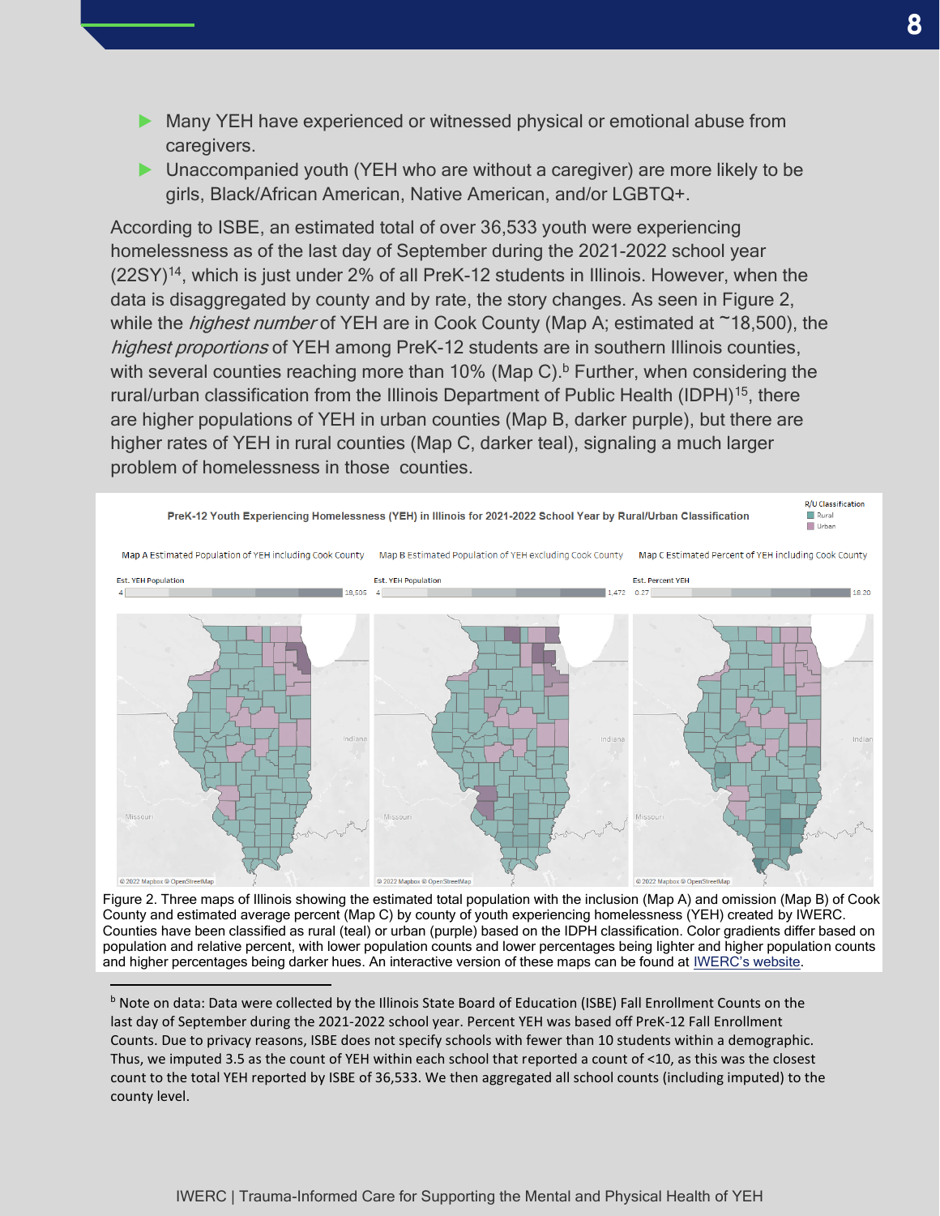- Many YEH have experienced or witnessed physical or emotional abuse from caregivers.
- Unaccompanied youth (YEH who are without a caregiver) are more likely to be girls, Black/African American, Native American, and/or LGBTQ+.

According to ISBE, an estimated total of over 36,533 youth were experiencing homelessness as of the last day of September during the 2021-2022 school year (22SY)[14], which is just under 2% of all PreK-12 students in Illinois. However, when the data is disaggregated by county and by rate, the story changes. As seen in Figure 2, while the *highest number* of YEH are in Cook County (Map A; estimated at ~18,500), the *highest proportions* of YEH among PreK-12 students are in southern Illinois counties, with several counties reaching more than 10% (Map C).[b] Further, when considering the rural/urban classification from the Illinois Department of Public Health (IDPH)[15], there are higher populations of YEH in urban counties (Map B, darker purple), but there are higher rates of YEH in rural counties (Map C, darker teal), signaling a much larger problem of homelessness in those counties.

Figure 2. Three maps of Illinois showing the estimated total population with the inclusion (Map A) and omission (Map B) of Cook County and estimated average percent (Map C) by county of youth experiencing homelessness (YEH) created by IWERC. Counties have been classified as rural (teal) or urban (purple) based on the IDPH classification. Color gradients differ based on population and relative percent, with lower population counts and lower percentages being lighter and higher population counts and higher percentages being darker hues. An interactive version of these maps can be found at IWERC's website.

[b] Note on data: Data were collected by the Illinois State Board of Education (ISBE) Fall Enrollment Counts on the last day of September during the 2021-2022 school year. Percent YEH was based off PreK-12 Fall Enrollment Counts. Due to privacy reasons, ISBE does not specify schools with fewer than 10 students within a demographic. Thus, we imputed 3.5 as the count of YEH within each school that reported a count of <10, as this was the closest count to the total YEH reported by ISBE of 36,533. We then aggregated all school counts (including imputed) to the county level.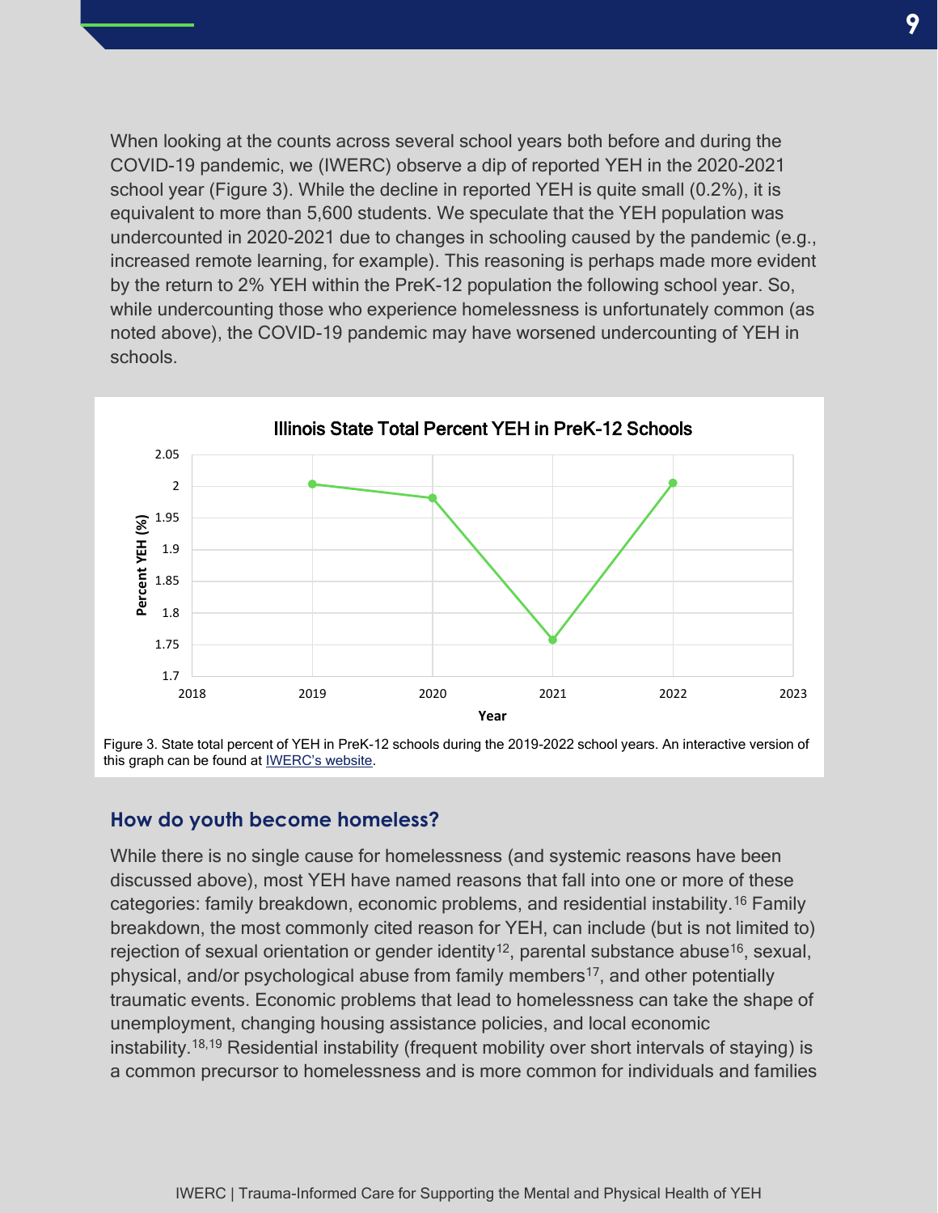When looking at the counts across several school years both before and during the COVID-19 pandemic, we (IWERC) observe a dip of reported YEH in the 2020-2021 school year (Figure 3). While the decline in reported YEH is quite small (0.2%), it is equivalent to more than 5,600 students. We speculate that the YEH population was undercounted in 2020-2021 due to changes in schooling caused by the pandemic (e.g., increased remote learning, for example). This reasoning is perhaps made more evident by the return to 2% YEH within the PreK-12 population the following school year. So, while undercounting those who experience homelessness is unfortunately common (as noted above), the COVID-19 pandemic may have worsened undercounting of YEH in schools.

Figure 3. State total percent of YEH in PreK-12 schools during the 2019-2022 school years. An interactive version of this graph can be found at IWERC's website.

## How do youth become homeless?

While there is no single cause for homelessness (and systemic reasons have been discussed above), most YEH have named reasons that fall into one or more of these categories: family breakdown, economic problems, and residential instability.[16] Family breakdown, the most commonly cited reason for YEH, can include (but is not limited to) rejection of sexual orientation or gender identity[12], parental substance abuse[16], sexual, physical, and/or psychological abuse from family members[17], and other potentially traumatic events. Economic problems that lead to homelessness can take the shape of unemployment, changing housing assistance policies, and local economic instability.[18,19] Residential instability (frequent mobility over short intervals of staying) is a common precursor to homelessness and is more common for individuals and families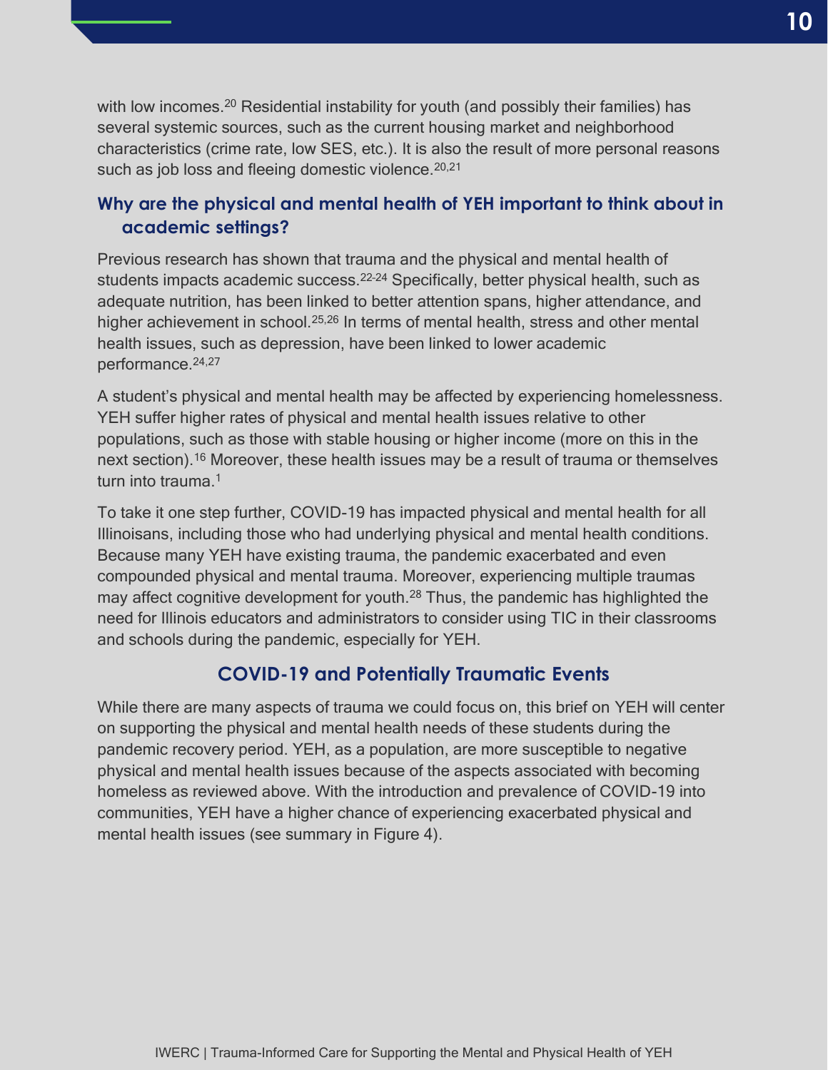with low incomes.[20] Residential instability for youth (and possibly their families) has several systemic sources, such as the current housing market and neighborhood characteristics (crime rate, low SES, etc.). It is also the result of more personal reasons such as job loss and fleeing domestic violence.[20,21]

### Why are the physical and mental health of YEH important to think about in academic settings?

Previous research has shown that trauma and the physical and mental health of students impacts academic success.[22-24] Specifically, better physical health, such as adequate nutrition, has been linked to better attention spans, higher attendance, and higher achievement in school.[25,26] In terms of mental health, stress and other mental health issues, such as depression, have been linked to lower academic performance.[24,27]

A student's physical and mental health may be affected by experiencing homelessness. YEH suffer higher rates of physical and mental health issues relative to other populations, such as those with stable housing or higher income (more on this in the next section).[16] Moreover, these health issues may be a result of trauma or themselves turn into trauma.[1]

To take it one step further, COVID-19 has impacted physical and mental health for all Illinoisans, including those who had underlying physical and mental health conditions. Because many YEH have existing trauma, the pandemic exacerbated and even compounded physical and mental trauma. Moreover, experiencing multiple traumas may affect cognitive development for youth.[28] Thus, the pandemic has highlighted the need for Illinois educators and administrators to consider using TIC in their classrooms and schools during the pandemic, especially for YEH.

## COVID-19 and Potentially Traumatic Events

While there are many aspects of trauma we could focus on, this brief on YEH will center on supporting the physical and mental health needs of these students during the pandemic recovery period. YEH, as a population, are more susceptible to negative physical and mental health issues because of the aspects associated with becoming homeless as reviewed above. With the introduction and prevalence of COVID-19 into communities, YEH have a higher chance of experiencing exacerbated physical and mental health issues (see summary in Figure 4).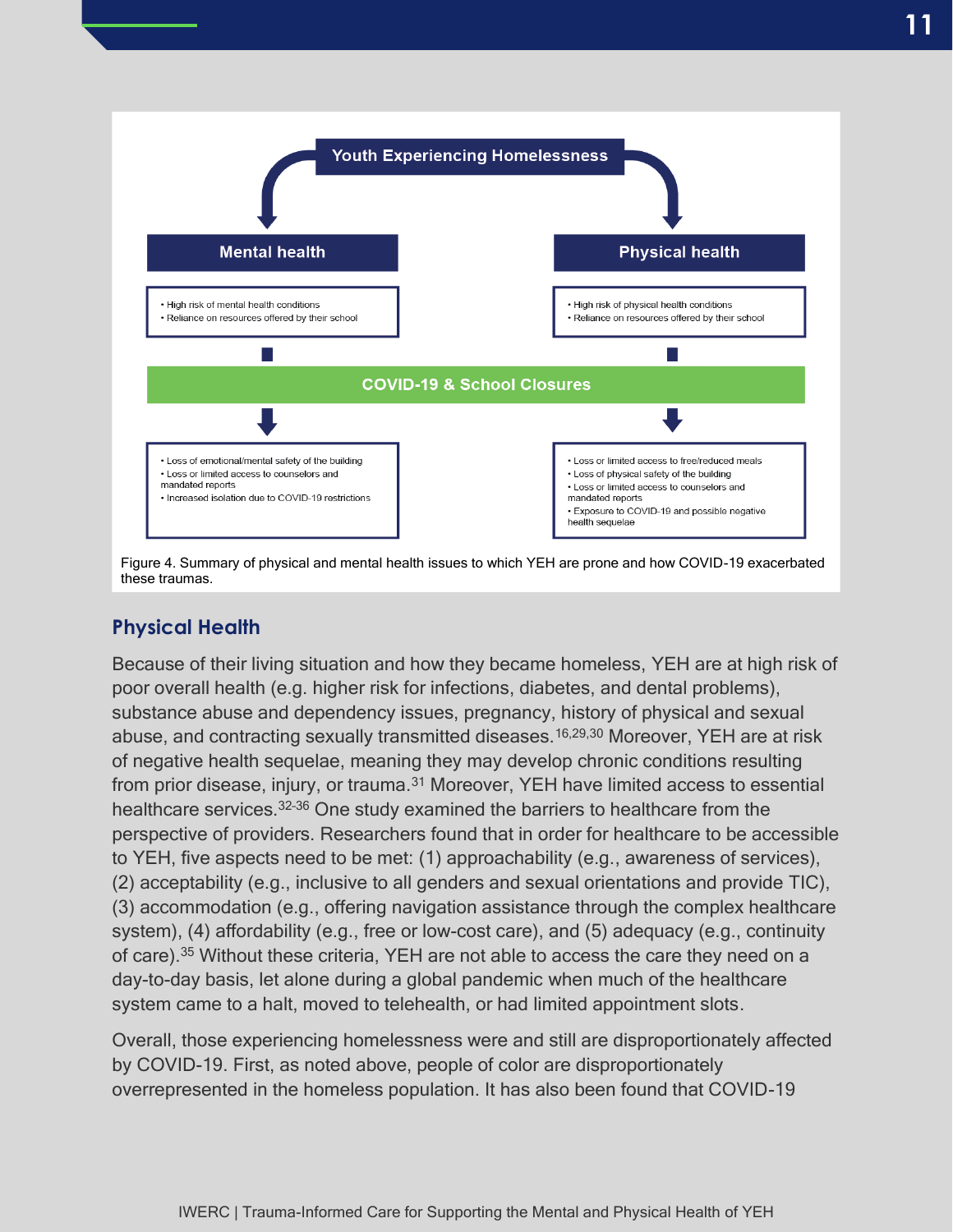Youth Experiencing Homelessness

**Mental health**

- High risk of mental health conditions
- Reliance on resources offered by their school

**Physical health**

- High risk of physical health conditions
- Reliance on resources offered by their school

**COVID-19 & School Closures**

Mental health:

- Loss of emotional/mental safety of the building
- Loss or limited access to counselors and mandated reports
- Increased isolation due to COVID-19 restrictions

Physical health:

- Loss or limited access to free/reduced meals
- Loss of physical safety of the building
- Loss or limited access to counselors and mandated reports
- Exposure to COVID-19 and possible negative health sequelae

Figure 4. Summary of physical and mental health issues to which YEH are prone and how COVID-19 exacerbated these traumas.

## Physical Health

Because of their living situation and how they became homeless, YEH are at high risk of poor overall health (e.g. higher risk for infections, diabetes, and dental problems), substance abuse and dependency issues, pregnancy, history of physical and sexual abuse, and contracting sexually transmitted diseases.[16,29,30] Moreover, YEH are at risk of negative health sequelae, meaning they may develop chronic conditions resulting from prior disease, injury, or trauma.[31] Moreover, YEH have limited access to essential healthcare services.[32-36] One study examined the barriers to healthcare from the perspective of providers. Researchers found that in order for healthcare to be accessible to YEH, five aspects need to be met: (1) approachability (e.g., awareness of services), (2) acceptability (e.g., inclusive to all genders and sexual orientations and provide TIC), (3) accommodation (e.g., offering navigation assistance through the complex healthcare system), (4) affordability (e.g., free or low-cost care), and (5) adequacy (e.g., continuity of care).[35] Without these criteria, YEH are not able to access the care they need on a day-to-day basis, let alone during a global pandemic when much of the healthcare system came to a halt, moved to telehealth, or had limited appointment slots.

Overall, those experiencing homelessness were and still are disproportionately affected by COVID-19. First, as noted above, people of color are disproportionately overrepresented in the homeless population. It has also been found that COVID-19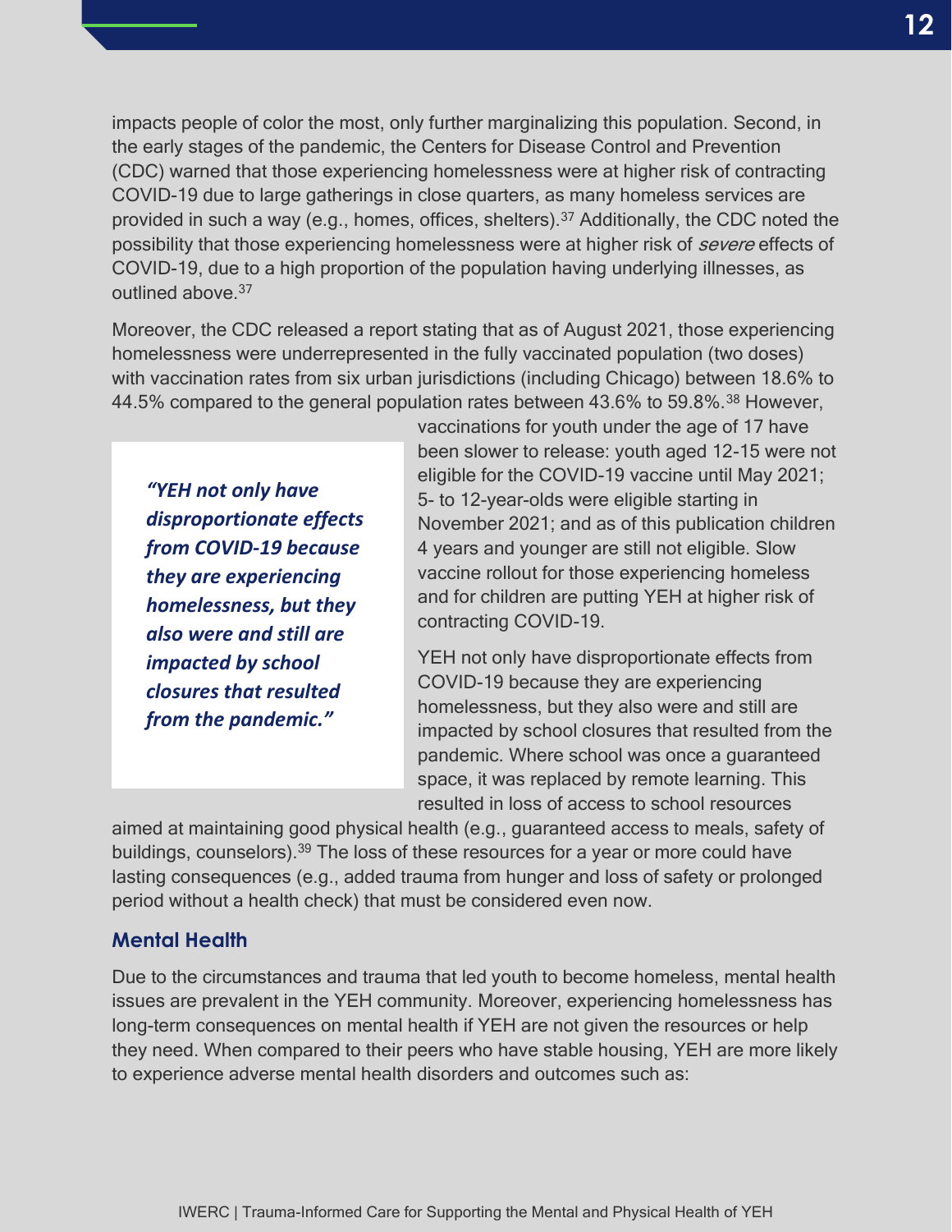impacts people of color the most, only further marginalizing this population. Second, in the early stages of the pandemic, the Centers for Disease Control and Prevention (CDC) warned that those experiencing homelessness were at higher risk of contracting COVID-19 due to large gatherings in close quarters, as many homeless services are provided in such a way (e.g., homes, offices, shelters).[37] Additionally, the CDC noted the possibility that those experiencing homelessness were at higher risk of *severe* effects of COVID-19, due to a high proportion of the population having underlying illnesses, as outlined above.[37]

Moreover, the CDC released a report stating that as of August 2021, those experiencing homelessness were underrepresented in the fully vaccinated population (two doses) with vaccination rates from six urban jurisdictions (including Chicago) between 18.6% to 44.5% compared to the general population rates between 43.6% to 59.8%.[38] However, vaccinations for youth under the age of 17 have been slower to release: youth aged 12-15 were not eligible for the COVID-19 vaccine until May 2021; 5- to 12-year-olds were eligible starting in November 2021; and as of this publication children 4 years and younger are still not eligible. Slow vaccine rollout for those experiencing homeless and for children are putting YEH at higher risk of contracting COVID-19.

> ***"YEH not only have disproportionate effects from COVID-19 because they are experiencing homelessness, but they also were and still are impacted by school closures that resulted from the pandemic."***

YEH not only have disproportionate effects from COVID-19 because they are experiencing homelessness, but they also were and still are impacted by school closures that resulted from the pandemic. Where school was once a guaranteed space, it was replaced by remote learning. This resulted in loss of access to school resources aimed at maintaining good physical health (e.g., guaranteed access to meals, safety of buildings, counselors).[39] The loss of these resources for a year or more could have lasting consequences (e.g., added trauma from hunger and loss of safety or prolonged period without a health check) that must be considered even now.

### Mental Health

Due to the circumstances and trauma that led youth to become homeless, mental health issues are prevalent in the YEH community. Moreover, experiencing homelessness has long-term consequences on mental health if YEH are not given the resources or help they need. When compared to their peers who have stable housing, YEH are more likely to experience adverse mental health disorders and outcomes such as: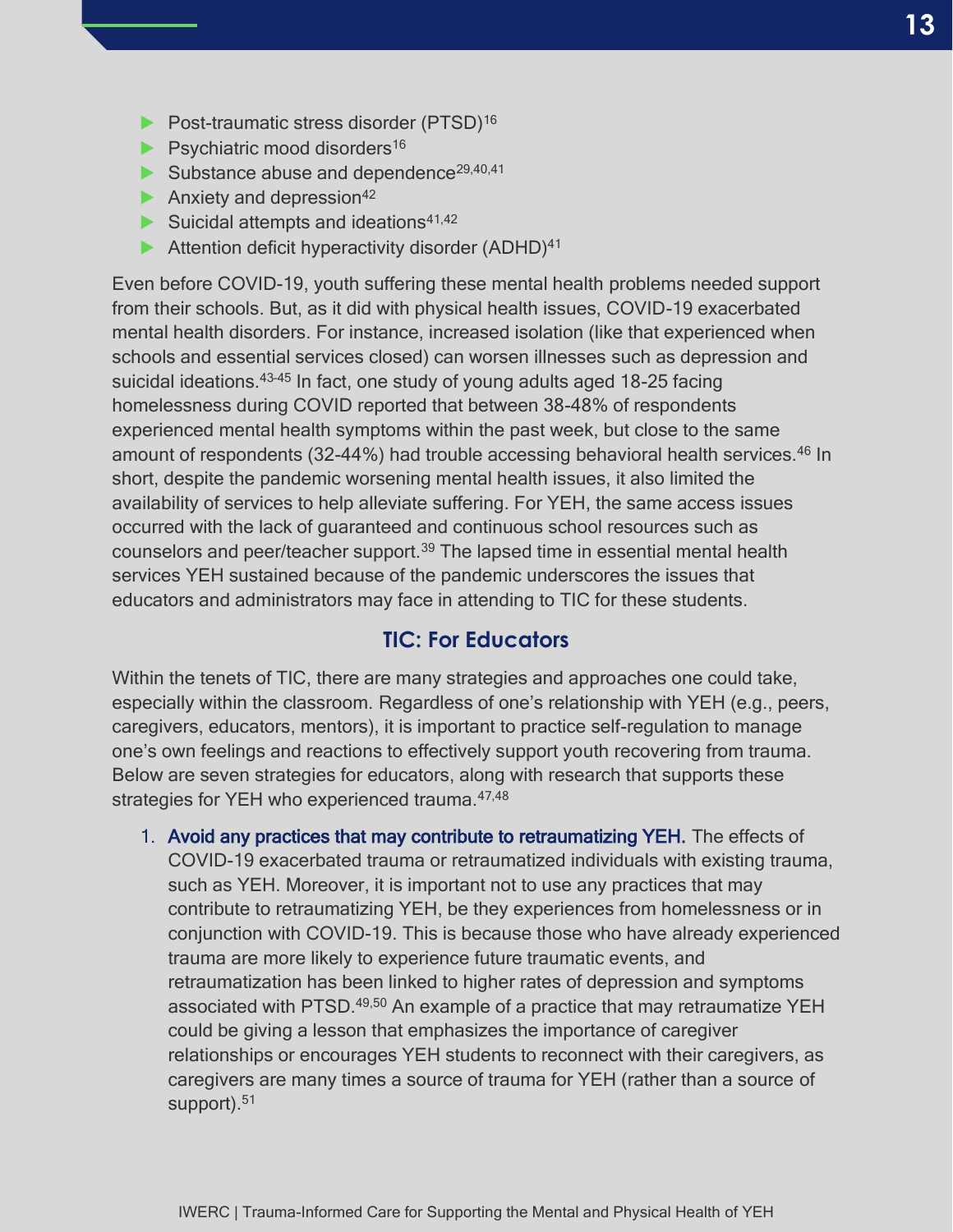- Post-traumatic stress disorder (PTSD)[16]
- Psychiatric mood disorders[16]
- Substance abuse and dependence[29,40,41]
- Anxiety and depression[42]
- Suicidal attempts and ideations[41,42]
- Attention deficit hyperactivity disorder (ADHD)[41]

Even before COVID-19, youth suffering these mental health problems needed support from their schools. But, as it did with physical health issues, COVID-19 exacerbated mental health disorders. For instance, increased isolation (like that experienced when schools and essential services closed) can worsen illnesses such as depression and suicidal ideations.[43-45] In fact, one study of young adults aged 18-25 facing homelessness during COVID reported that between 38-48% of respondents experienced mental health symptoms within the past week, but close to the same amount of respondents (32-44%) had trouble accessing behavioral health services.[46] In short, despite the pandemic worsening mental health issues, it also limited the availability of services to help alleviate suffering. For YEH, the same access issues occurred with the lack of guaranteed and continuous school resources such as counselors and peer/teacher support.[39] The lapsed time in essential mental health services YEH sustained because of the pandemic underscores the issues that educators and administrators may face in attending to TIC for these students.

## TIC: For Educators

Within the tenets of TIC, there are many strategies and approaches one could take, especially within the classroom. Regardless of one's relationship with YEH (e.g., peers, caregivers, educators, mentors), it is important to practice self-regulation to manage one's own feelings and reactions to effectively support youth recovering from trauma. Below are seven strategies for educators, along with research that supports these strategies for YEH who experienced trauma.[47,48]

1. **Avoid any practices that may contribute to retraumatizing YEH.** The effects of COVID-19 exacerbated trauma or retraumatized individuals with existing trauma, such as YEH. Moreover, it is important not to use any practices that may contribute to retraumatizing YEH, be they experiences from homelessness or in conjunction with COVID-19. This is because those who have already experienced trauma are more likely to experience future traumatic events, and retraumatization has been linked to higher rates of depression and symptoms associated with PTSD.[49,50] An example of a practice that may retraumatize YEH could be giving a lesson that emphasizes the importance of caregiver relationships or encourages YEH students to reconnect with their caregivers, as caregivers are many times a source of trauma for YEH (rather than a source of support).[51]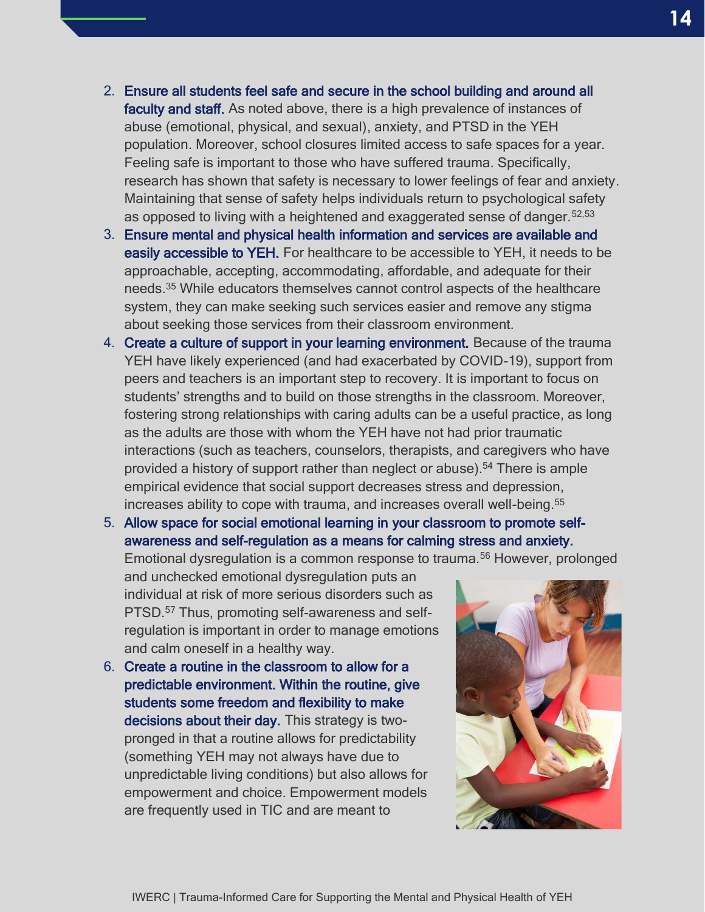2. **Ensure all students feel safe and secure in the school building and around all faculty and staff.** As noted above, there is a high prevalence of instances of abuse (emotional, physical, and sexual), anxiety, and PTSD in the YEH population. Moreover, school closures limited access to safe spaces for a year. Feeling safe is important to those who have suffered trauma. Specifically, research has shown that safety is necessary to lower feelings of fear and anxiety. Maintaining that sense of safety helps individuals return to psychological safety as opposed to living with a heightened and exaggerated sense of danger.[52,53]
3. **Ensure mental and physical health information and services are available and easily accessible to YEH.** For healthcare to be accessible to YEH, it needs to be approachable, accepting, accommodating, affordable, and adequate for their needs.[35] While educators themselves cannot control aspects of the healthcare system, they can make seeking such services easier and remove any stigma about seeking those services from their classroom environment.
4. **Create a culture of support in your learning environment.** Because of the trauma YEH have likely experienced (and had exacerbated by COVID-19), support from peers and teachers is an important step to recovery. It is important to focus on students' strengths and to build on those strengths in the classroom. Moreover, fostering strong relationships with caring adults can be a useful practice, as long as the adults are those with whom the YEH have not had prior traumatic interactions (such as teachers, counselors, therapists, and caregivers who have provided a history of support rather than neglect or abuse).[54] There is ample empirical evidence that social support decreases stress and depression, increases ability to cope with trauma, and increases overall well-being.[55]
5. **Allow space for social emotional learning in your classroom to promote self-awareness and self-regulation as a means for calming stress and anxiety.** Emotional dysregulation is a common response to trauma.[56] However, prolonged and unchecked emotional dysregulation puts an individual at risk of more serious disorders such as PTSD.[57] Thus, promoting self-awareness and self-regulation is important in order to manage emotions and calm oneself in a healthy way.
6. **Create a routine in the classroom to allow for a predictable environment. Within the routine, give students some freedom and flexibility to make decisions about their day.** This strategy is two-pronged in that a routine allows for predictability (something YEH may not always have due to unpredictable living conditions) but also allows for empowerment and choice. Empowerment models are frequently used in TIC and are meant to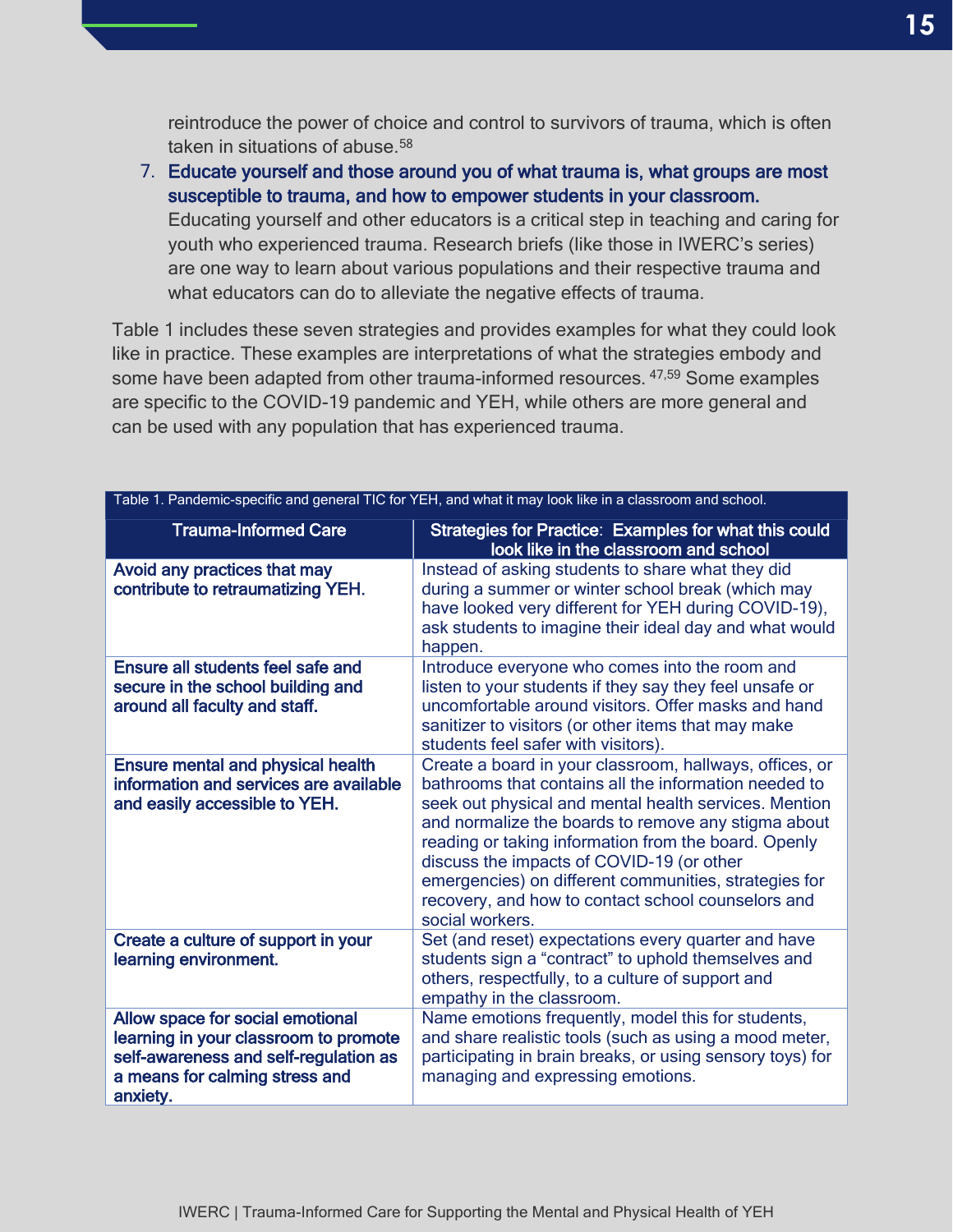reintroduce the power of choice and control to survivors of trauma, which is often taken in situations of abuse.[58]

7. **Educate yourself and those around you of what trauma is, what groups are most susceptible to trauma, and how to empower students in your classroom.** Educating yourself and other educators is a critical step in teaching and caring for youth who experienced trauma. Research briefs (like those in IWERC's series) are one way to learn about various populations and their respective trauma and what educators can do to alleviate the negative effects of trauma.

Table 1 includes these seven strategies and provides examples for what they could look like in practice. These examples are interpretations of what the strategies embody and some have been adapted from other trauma-informed resources.[47,59] Some examples are specific to the COVID-19 pandemic and YEH, while others are more general and can be used with any population that has experienced trauma.

Table 1. Pandemic-specific and general TIC for YEH, and what it may look like in a classroom and school.

| Trauma-Informed Care | Strategies for Practice: Examples for what this could look like in the classroom and school |
|---|---|
| **Avoid any practices that may contribute to retraumatizing YEH.** | Instead of asking students to share what they did during a summer or winter school break (which may have looked very different for YEH during COVID-19), ask students to imagine their ideal day and what would happen. |
| **Ensure all students feel safe and secure in the school building and around all faculty and staff.** | Introduce everyone who comes into the room and listen to your students if they say they feel unsafe or uncomfortable around visitors. Offer masks and hand sanitizer to visitors (or other items that may make students feel safer with visitors). |
| **Ensure mental and physical health information and services are available and easily accessible to YEH.** | Create a board in your classroom, hallways, offices, or bathrooms that contains all the information needed to seek out physical and mental health services. Mention and normalize the boards to remove any stigma about reading or taking information from the board. Openly discuss the impacts of COVID-19 (or other emergencies) on different communities, strategies for recovery, and how to contact school counselors and social workers. |
| **Create a culture of support in your learning environment.** | Set (and reset) expectations every quarter and have students sign a "contract" to uphold themselves and others, respectfully, to a culture of support and empathy in the classroom. |
| **Allow space for social emotional learning in your classroom to promote self-awareness and self-regulation as a means for calming stress and anxiety.** | Name emotions frequently, model this for students, and share realistic tools (such as using a mood meter, participating in brain breaks, or using sensory toys) for managing and expressing emotions. |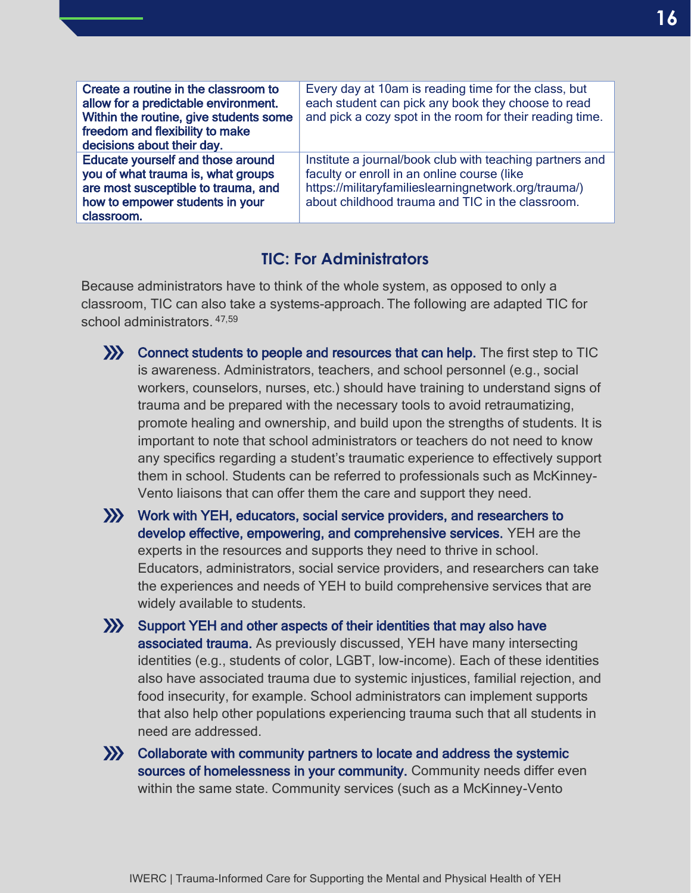| | |
|---|---|
| **Create a routine in the classroom to allow for a predictable environment. Within the routine, give students some freedom and flexibility to make decisions about their day.** | Every day at 10am is reading time for the class, but each student can pick any book they choose to read and pick a cozy spot in the room for their reading time. |
| **Educate yourself and those around you of what trauma is, what groups are most susceptible to trauma, and how to empower students in your classroom.** | Institute a journal/book club with teaching partners and faculty or enroll in an online course (like https://militaryfamilieslearningnetwork.org/trauma/) about childhood trauma and TIC in the classroom. |

## TIC: For Administrators

Because administrators have to think of the whole system, as opposed to only a classroom, TIC can also take a systems-approach. The following are adapted TIC for school administrators.[47,59]

- **Connect students to people and resources that can help.** The first step to TIC is awareness. Administrators, teachers, and school personnel (e.g., social workers, counselors, nurses, etc.) should have training to understand signs of trauma and be prepared with the necessary tools to avoid retraumatizing, promote healing and ownership, and build upon the strengths of students. It is important to note that school administrators or teachers do not need to know any specifics regarding a student's traumatic experience to effectively support them in school. Students can be referred to professionals such as McKinney-Vento liaisons that can offer them the care and support they need.
- **Work with YEH, educators, social service providers, and researchers to develop effective, empowering, and comprehensive services.** YEH are the experts in the resources and supports they need to thrive in school. Educators, administrators, social service providers, and researchers can take the experiences and needs of YEH to build comprehensive services that are widely available to students.
- **Support YEH and other aspects of their identities that may also have associated trauma.** As previously discussed, YEH have many intersecting identities (e.g., students of color, LGBT, low-income). Each of these identities also have associated trauma due to systemic injustices, familial rejection, and food insecurity, for example. School administrators can implement supports that also help other populations experiencing trauma such that all students in need are addressed.
- **Collaborate with community partners to locate and address the systemic sources of homelessness in your community.** Community needs differ even within the same state. Community services (such as a McKinney-Vento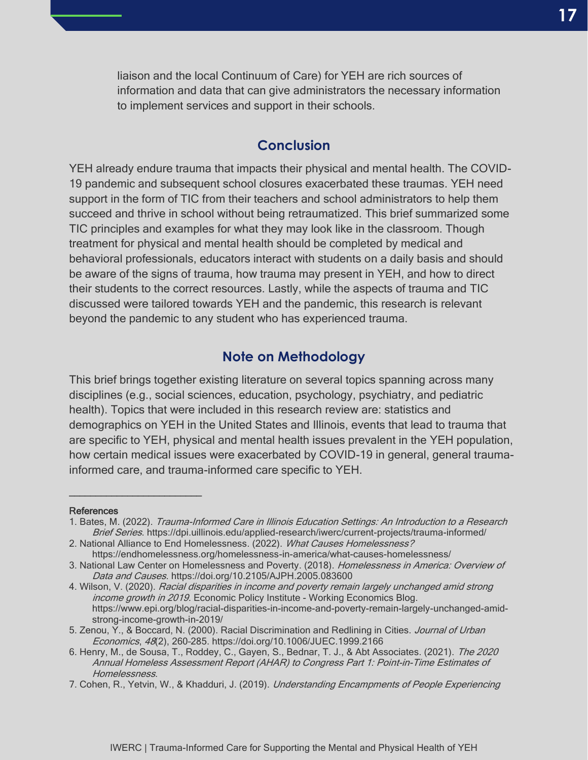liaison and the local Continuum of Care) for YEH are rich sources of information and data that can give administrators the necessary information to implement services and support in their schools.

## Conclusion

YEH already endure trauma that impacts their physical and mental health. The COVID-19 pandemic and subsequent school closures exacerbated these traumas. YEH need support in the form of TIC from their teachers and school administrators to help them succeed and thrive in school without being retraumatized. This brief summarized some TIC principles and examples for what they may look like in the classroom. Though treatment for physical and mental health should be completed by medical and behavioral professionals, educators interact with students on a daily basis and should be aware of the signs of trauma, how trauma may present in YEH, and how to direct their students to the correct resources. Lastly, while the aspects of trauma and TIC discussed were tailored towards YEH and the pandemic, this research is relevant beyond the pandemic to any student who has experienced trauma.

## Note on Methodology

This brief brings together existing literature on several topics spanning across many disciplines (e.g., social sciences, education, psychology, psychiatry, and pediatric health). Topics that were included in this research review are: statistics and demographics on YEH in the United States and Illinois, events that lead to trauma that are specific to YEH, physical and mental health issues prevalent in the YEH population, how certain medical issues were exacerbated by COVID-19 in general, general trauma-informed care, and trauma-informed care specific to YEH.

---

References

1. Bates, M. (2022). *Trauma-Informed Care in Illinois Education Settings: An Introduction to a Research Brief Series*. https://dpi.uillinois.edu/applied-research/iwerc/current-projects/trauma-informed/
2. National Alliance to End Homelessness. (2022). *What Causes Homelessness?* https://endhomelessness.org/homelessness-in-america/what-causes-homelessness/
3. National Law Center on Homelessness and Poverty. (2018). *Homelessness in America: Overview of Data and Causes*. https://doi.org/10.2105/AJPH.2005.083600
4. Wilson, V. (2020). *Racial disparities in income and poverty remain largely unchanged amid strong income growth in 2019*. Economic Policy Institute - Working Economics Blog. https://www.epi.org/blog/racial-disparities-in-income-and-poverty-remain-largely-unchanged-amid-strong-income-growth-in-2019/
5. Zenou, Y., & Boccard, N. (2000). Racial Discrimination and Redlining in Cities. *Journal of Urban Economics*, *48*(2), 260-285. https://doi.org/10.1006/JUEC.1999.2166
6. Henry, M., de Sousa, T., Roddey, C., Gayen, S., Bednar, T. J., & Abt Associates. (2021). *The 2020 Annual Homeless Assessment Report (AHAR) to Congress Part 1: Point-in-Time Estimates of Homelessness*.
7. Cohen, R., Yetvin, W., & Khadduri, J. (2019). *Understanding Encampments of People Experiencing*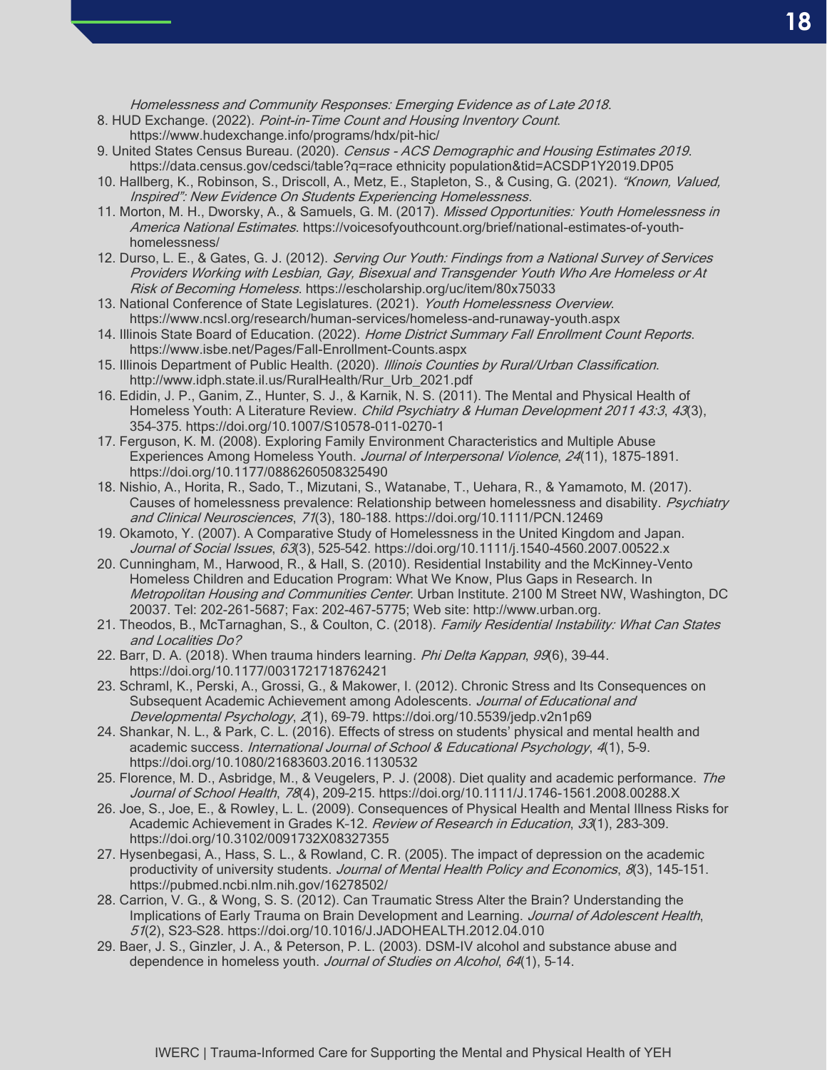*Homelessness and Community Responses: Emerging Evidence as of Late 2018*.

8. HUD Exchange. (2022). *Point-in-Time Count and Housing Inventory Count*. https://www.hudexchange.info/programs/hdx/pit-hic/
9. United States Census Bureau. (2020). *Census - ACS Demographic and Housing Estimates 2019*. https://data.census.gov/cedsci/table?q=race ethnicity population&tid=ACSDP1Y2019.DP05
10. Hallberg, K., Robinson, S., Driscoll, A., Metz, E., Stapleton, S., & Cusing, G. (2021). *"Known, Valued, Inspired": New Evidence On Students Experiencing Homelessness*.
11. Morton, M. H., Dworsky, A., & Samuels, G. M. (2017). *Missed Opportunities: Youth Homelessness in America National Estimates*. https://voicesofyouthcount.org/brief/national-estimates-of-youth-homelessness/
12. Durso, L. E., & Gates, G. J. (2012). *Serving Our Youth: Findings from a National Survey of Services Providers Working with Lesbian, Gay, Bisexual and Transgender Youth Who Are Homeless or At Risk of Becoming Homeless*. https://escholarship.org/uc/item/80x75033
13. National Conference of State Legislatures. (2021). *Youth Homelessness Overview*. https://www.ncsl.org/research/human-services/homeless-and-runaway-youth.aspx
14. Illinois State Board of Education. (2022). *Home District Summary Fall Enrollment Count Reports*. https://www.isbe.net/Pages/Fall-Enrollment-Counts.aspx
15. Illinois Department of Public Health. (2020). *Illinois Counties by Rural/Urban Classification*. http://www.idph.state.il.us/RuralHealth/Rur_Urb_2021.pdf
16. Edidin, J. P., Ganim, Z., Hunter, S. J., & Karnik, N. S. (2011). The Mental and Physical Health of Homeless Youth: A Literature Review. *Child Psychiatry & Human Development 2011 43:3*, *43*(3), 354–375. https://doi.org/10.1007/S10578-011-0270-1
17. Ferguson, K. M. (2008). Exploring Family Environment Characteristics and Multiple Abuse Experiences Among Homeless Youth. *Journal of Interpersonal Violence*, *24*(11), 1875–1891. https://doi.org/10.1177/0886260508325490
18. Nishio, A., Horita, R., Sado, T., Mizutani, S., Watanabe, T., Uehara, R., & Yamamoto, M. (2017). Causes of homelessness prevalence: Relationship between homelessness and disability. *Psychiatry and Clinical Neurosciences*, *71*(3), 180–188. https://doi.org/10.1111/PCN.12469
19. Okamoto, Y. (2007). A Comparative Study of Homelessness in the United Kingdom and Japan. *Journal of Social Issues*, *63*(3), 525–542. https://doi.org/10.1111/j.1540-4560.2007.00522.x
20. Cunningham, M., Harwood, R., & Hall, S. (2010). Residential Instability and the McKinney-Vento Homeless Children and Education Program: What We Know, Plus Gaps in Research. In *Metropolitan Housing and Communities Center*. Urban Institute. 2100 M Street NW, Washington, DC 20037. Tel: 202-261-5687; Fax: 202-467-5775; Web site: http://www.urban.org.
21. Theodos, B., McTarnaghan, S., & Coulton, C. (2018). *Family Residential Instability: What Can States and Localities Do?*
22. Barr, D. A. (2018). When trauma hinders learning. *Phi Delta Kappan*, *99*(6), 39–44. https://doi.org/10.1177/0031721718762421
23. Schraml, K., Perski, A., Grossi, G., & Makower, I. (2012). Chronic Stress and Its Consequences on Subsequent Academic Achievement among Adolescents. *Journal of Educational and Developmental Psychology*, *2*(1), 69–79. https://doi.org/10.5539/jedp.v2n1p69
24. Shankar, N. L., & Park, C. L. (2016). Effects of stress on students' physical and mental health and academic success. *International Journal of School & Educational Psychology*, *4*(1), 5–9. https://doi.org/10.1080/21683603.2016.1130532
25. Florence, M. D., Asbridge, M., & Veugelers, P. J. (2008). Diet quality and academic performance. *The Journal of School Health*, *78*(4), 209–215. https://doi.org/10.1111/J.1746-1561.2008.00288.X
26. Joe, S., Joe, E., & Rowley, L. L. (2009). Consequences of Physical Health and Mental Illness Risks for Academic Achievement in Grades K-12. *Review of Research in Education*, *33*(1), 283–309. https://doi.org/10.3102/0091732X08327355
27. Hysenbegasi, A., Hass, S. L., & Rowland, C. R. (2005). The impact of depression on the academic productivity of university students. *Journal of Mental Health Policy and Economics*, *8*(3), 145–151. https://pubmed.ncbi.nlm.nih.gov/16278502/
28. Carrion, V. G., & Wong, S. S. (2012). Can Traumatic Stress Alter the Brain? Understanding the Implications of Early Trauma on Brain Development and Learning. *Journal of Adolescent Health*, *51*(2), S23–S28. https://doi.org/10.1016/J.JADOHEALTH.2012.04.010
29. Baer, J. S., Ginzler, J. A., & Peterson, P. L. (2003). DSM-IV alcohol and substance abuse and dependence in homeless youth. *Journal of Studies on Alcohol*, *64*(1), 5–14.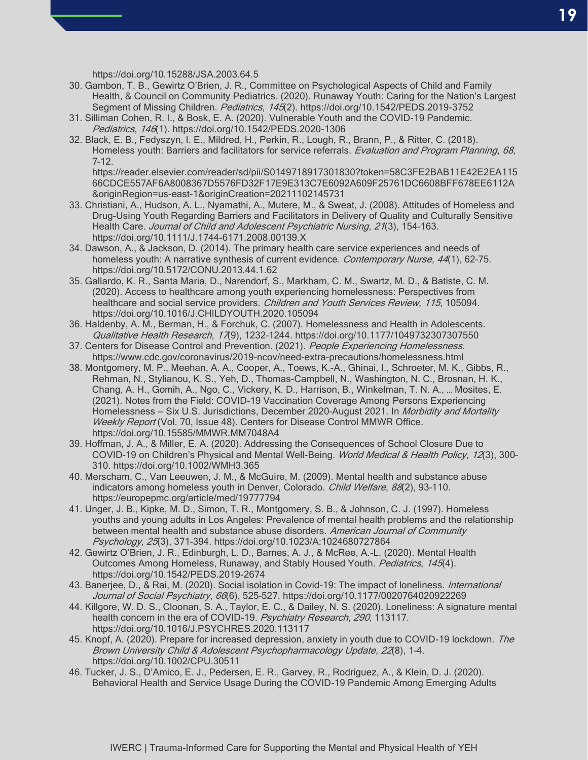https://doi.org/10.15288/JSA.2003.64.5

30. Gambon, T. B., Gewirtz O'Brien, J. R., Committee on Psychological Aspects of Child and Family Health, & Council on Community Pediatrics. (2020). Runaway Youth: Caring for the Nation's Largest Segment of Missing Children. *Pediatrics*, *145*(2). https://doi.org/10.1542/PEDS.2019-3752
31. Silliman Cohen, R. I., & Bosk, E. A. (2020). Vulnerable Youth and the COVID-19 Pandemic. *Pediatrics*, *146*(1). https://doi.org/10.1542/PEDS.2020-1306
32. Black, E. B., Fedyszyn, I. E., Mildred, H., Perkin, R., Lough, R., Brann, P., & Ritter, C. (2018). Homeless youth: Barriers and facilitators for service referrals. *Evaluation and Program Planning*, *68*, 7–12. https://reader.elsevier.com/reader/sd/pii/S0149718917301830?token=58C3FE2BAB11E42E2EA11566CDCE557AF6A8008367D5576FD32F17E9E313C7E6092A609F25761DC6608BFF678EE6112A&originRegion=us-east-1&originCreation=20211102145731
33. Christiani, A., Hudson, A. L., Nyamathi, A., Mutere, M., & Sweat, J. (2008). Attitudes of Homeless and Drug-Using Youth Regarding Barriers and Facilitators in Delivery of Quality and Culturally Sensitive Health Care. *Journal of Child and Adolescent Psychiatric Nursing*, *21*(3), 154–163. https://doi.org/10.1111/J.1744-6171.2008.00139.X
34. Dawson, A., & Jackson, D. (2014). The primary health care service experiences and needs of homeless youth: A narrative synthesis of current evidence. *Contemporary Nurse*, *44*(1), 62–75. https://doi.org/10.5172/CONU.2013.44.1.62
35. Gallardo, K. R., Santa Maria, D., Narendorf, S., Markham, C. M., Swartz, M. D., & Batiste, C. M. (2020). Access to healthcare among youth experiencing homelessness: Perspectives from healthcare and social service providers. *Children and Youth Services Review*, *115*, 105094. https://doi.org/10.1016/J.CHILDYOUTH.2020.105094
36. Haldenby, A. M., Berman, H., & Forchuk, C. (2007). Homelessness and Health in Adolescents. *Qualitative Health Research*, *17*(9), 1232–1244. https://doi.org/10.1177/1049732307307550
37. Centers for Disease Control and Prevention. (2021). *People Experiencing Homelessness*. https://www.cdc.gov/coronavirus/2019-ncov/need-extra-precautions/homelessness.html
38. Montgomery, M. P., Meehan, A. A., Cooper, A., Toews, K.-A., Ghinai, I., Schroeter, M. K., Gibbs, R., Rehman, N., Stylianou, K. S., Yeh, D., Thomas-Campbell, N., Washington, N. C., Brosnan, H. K., Chang, A. H., Gomih, A., Ngo, C., Vickery, K. D., Harrison, B., Winkelman, T. N. A., … Mosites, E. (2021). Notes from the Field: COVID-19 Vaccination Coverage Among Persons Experiencing Homelessness — Six U.S. Jurisdictions, December 2020–August 2021. In *Morbidity and Mortality Weekly Report* (Vol. 70, Issue 48). Centers for Disease Control MMWR Office. https://doi.org/10.15585/MMWR.MM7048A4
39. Hoffman, J. A., & Miller, E. A. (2020). Addressing the Consequences of School Closure Due to COVID-19 on Children's Physical and Mental Well-Being. *World Medical & Health Policy*, *12*(3), 300–310. https://doi.org/10.1002/WMH3.365
40. Merscham, C., Van Leeuwen, J. M., & McGuire, M. (2009). Mental health and substance abuse indicators among homeless youth in Denver, Colorado. *Child Welfare*, *88*(2), 93–110. https://europepmc.org/article/med/19777794
41. Unger, J. B., Kipke, M. D., Simon, T. R., Montgomery, S. B., & Johnson, C. J. (1997). Homeless youths and young adults in Los Angeles: Prevalence of mental health problems and the relationship between mental health and substance abuse disorders. *American Journal of Community Psychology*, *25*(3), 371–394. https://doi.org/10.1023/A:1024680727864
42. Gewirtz O'Brien, J. R., Edinburgh, L. D., Barnes, A. J., & McRee, A.-L. (2020). Mental Health Outcomes Among Homeless, Runaway, and Stably Housed Youth. *Pediatrics*, *145*(4). https://doi.org/10.1542/PEDS.2019-2674
43. Banerjee, D., & Rai, M. (2020). Social isolation in Covid-19: The impact of loneliness. *International Journal of Social Psychiatry*, *66*(6), 525–527. https://doi.org/10.1177/0020764020922269
44. Killgore, W. D. S., Cloonan, S. A., Taylor, E. C., & Dailey, N. S. (2020). Loneliness: A signature mental health concern in the era of COVID-19. *Psychiatry Research*, *290*, 113117. https://doi.org/10.1016/J.PSYCHRES.2020.113117
45. Knopf, A. (2020). Prepare for increased depression, anxiety in youth due to COVID-19 lockdown. *The Brown University Child & Adolescent Psychopharmacology Update*, *22*(8), 1–4. https://doi.org/10.1002/CPU.30511
46. Tucker, J. S., D'Amico, E. J., Pedersen, E. R., Garvey, R., Rodriguez, A., & Klein, D. J. (2020). Behavioral Health and Service Usage During the COVID-19 Pandemic Among Emerging Adults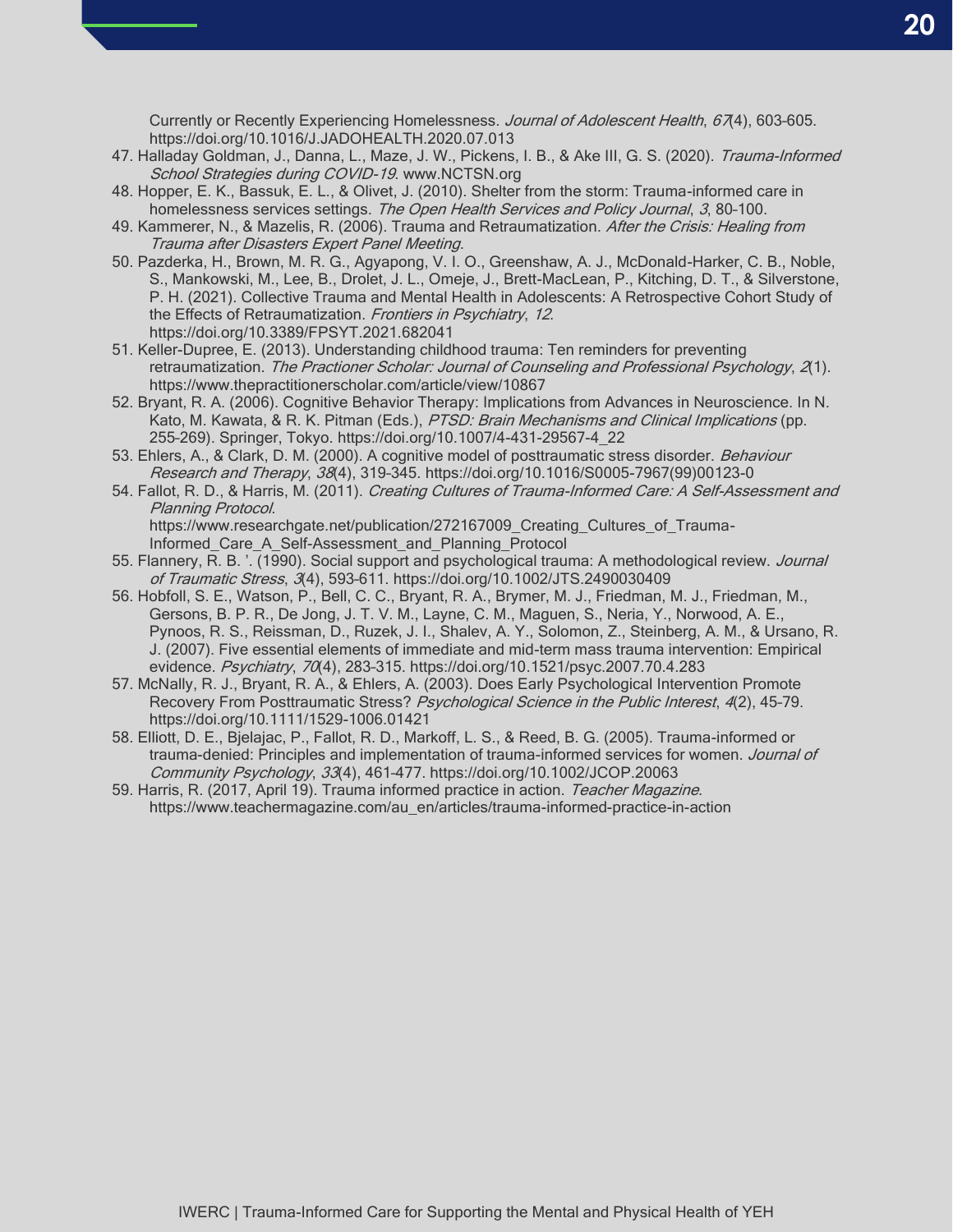Currently or Recently Experiencing Homelessness. *Journal of Adolescent Health*, *67*(4), 603–605. https://doi.org/10.1016/J.JADOHEALTH.2020.07.013

47. Halladay Goldman, J., Danna, L., Maze, J. W., Pickens, I. B., & Ake III, G. S. (2020). *Trauma-Informed School Strategies during COVID-19*. www.NCTSN.org
48. Hopper, E. K., Bassuk, E. L., & Olivet, J. (2010). Shelter from the storm: Trauma-informed care in homelessness services settings. *The Open Health Services and Policy Journal*, *3*, 80–100.
49. Kammerer, N., & Mazelis, R. (2006). Trauma and Retraumatization. *After the Crisis: Healing from Trauma after Disasters Expert Panel Meeting*.
50. Pazderka, H., Brown, M. R. G., Agyapong, V. I. O., Greenshaw, A. J., McDonald-Harker, C. B., Noble, S., Mankowski, M., Lee, B., Drolet, J. L., Omeje, J., Brett-MacLean, P., Kitching, D. T., & Silverstone, P. H. (2021). Collective Trauma and Mental Health in Adolescents: A Retrospective Cohort Study of the Effects of Retraumatization. *Frontiers in Psychiatry*, *12*. https://doi.org/10.3389/FPSYT.2021.682041
51. Keller-Dupree, E. (2013). Understanding childhood trauma: Ten reminders for preventing retraumatization. *The Practioner Scholar: Journal of Counseling and Professional Psychology*, *2*(1). https://www.thepractitionerscholar.com/article/view/10867
52. Bryant, R. A. (2006). Cognitive Behavior Therapy: Implications from Advances in Neuroscience. In N. Kato, M. Kawata, & R. K. Pitman (Eds.), *PTSD: Brain Mechanisms and Clinical Implications* (pp. 255–269). Springer, Tokyo. https://doi.org/10.1007/4-431-29567-4_22
53. Ehlers, A., & Clark, D. M. (2000). A cognitive model of posttraumatic stress disorder. *Behaviour Research and Therapy*, *38*(4), 319–345. https://doi.org/10.1016/S0005-7967(99)00123-0
54. Fallot, R. D., & Harris, M. (2011). *Creating Cultures of Trauma-Informed Care: A Self-Assessment and Planning Protocol*. https://www.researchgate.net/publication/272167009_Creating_Cultures_of_Trauma-Informed_Care_A_Self-Assessment_and_Planning_Protocol
55. Flannery, R. B. '. (1990). Social support and psychological trauma: A methodological review. *Journal of Traumatic Stress*, *3*(4), 593–611. https://doi.org/10.1002/JTS.2490030409
56. Hobfoll, S. E., Watson, P., Bell, C. C., Bryant, R. A., Brymer, M. J., Friedman, M. J., Friedman, M., Gersons, B. P. R., De Jong, J. T. V. M., Layne, C. M., Maguen, S., Neria, Y., Norwood, A. E., Pynoos, R. S., Reissman, D., Ruzek, J. I., Shalev, A. Y., Solomon, Z., Steinberg, A. M., & Ursano, R. J. (2007). Five essential elements of immediate and mid-term mass trauma intervention: Empirical evidence. *Psychiatry*, *70*(4), 283–315. https://doi.org/10.1521/psyc.2007.70.4.283
57. McNally, R. J., Bryant, R. A., & Ehlers, A. (2003). Does Early Psychological Intervention Promote Recovery From Posttraumatic Stress? *Psychological Science in the Public Interest*, *4*(2), 45–79. https://doi.org/10.1111/1529-1006.01421
58. Elliott, D. E., Bjelajac, P., Fallot, R. D., Markoff, L. S., & Reed, B. G. (2005). Trauma-informed or trauma-denied: Principles and implementation of trauma-informed services for women. *Journal of Community Psychology*, *33*(4), 461–477. https://doi.org/10.1002/JCOP.20063
59. Harris, R. (2017, April 19). Trauma informed practice in action. *Teacher Magazine*. https://www.teachermagazine.com/au_en/articles/trauma-informed-practice-in-action